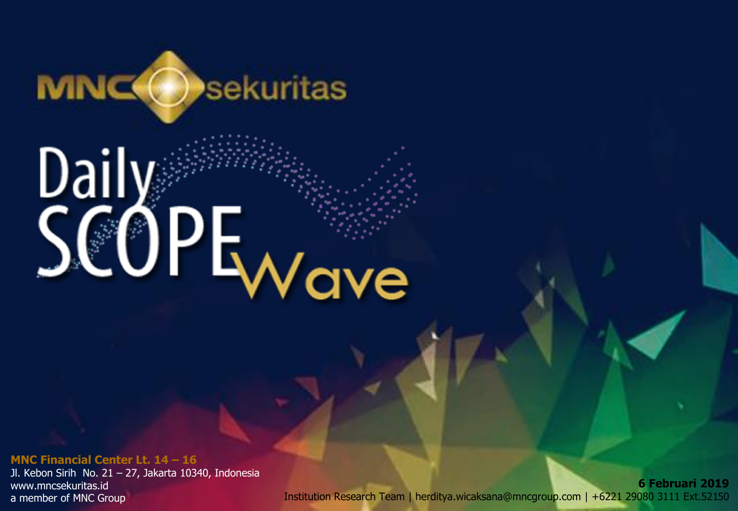MNC sekuritas

# Daily SCOPE Wave

**MNC Financial Center Lt. 14 – 16**
Jl. Kebon Sirih No. 21 – 27, Jakarta 10340, Indonesia
www.mncsekuritas.id
a member of MNC Group

**6 Februari 2019**
Institution Research Team | herditya.wicaksana@mncgroup.com | +6221 29080 3111 Ext.52150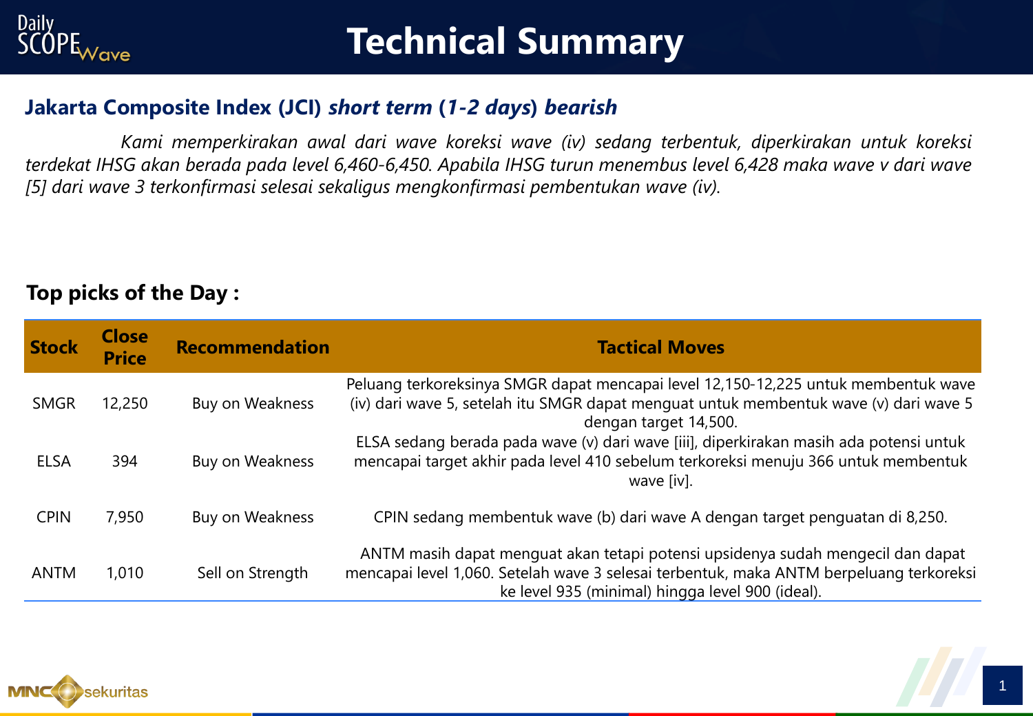# Technical Summary

## Jakarta Composite Index (JCI) *short term (1-2 days) bearish*

*Kami memperkirakan awal dari wave koreksi wave (iv) sedang terbentuk, diperkirakan untuk koreksi terdekat IHSG akan berada pada level 6,460-6,450. Apabila IHSG turun menembus level 6,428 maka wave v dari wave [5] dari wave 3 terkonfirmasi selesai sekaligus mengkonfirmasi pembentukan wave (iv).*

### Top picks of the Day :

| Stock | Close Price | Recommendation | Tactical Moves |
|---|---|---|---|
| SMGR | 12,250 | Buy on Weakness | Peluang terkoreksinya SMGR dapat mencapai level 12,150-12,225 untuk membentuk wave (iv) dari wave 5, setelah itu SMGR dapat menguat untuk membentuk wave (v) dari wave 5 dengan target 14,500. |
| ELSA | 394 | Buy on Weakness | ELSA sedang berada pada wave (v) dari wave [iii], diperkirakan masih ada potensi untuk mencapai target akhir pada level 410 sebelum terkoreksi menuju 366 untuk membentuk wave [iv]. |
| CPIN | 7,950 | Buy on Weakness | CPIN sedang membentuk wave (b) dari wave A dengan target penguatan di 8,250. |
| ANTM | 1,010 | Sell on Strength | ANTM masih dapat menguat akan tetapi potensi upsidenya sudah mengecil dan dapat mencapai level 1,060. Setelah wave 3 selesai terbentuk, maka ANTM berpeluang terkoreksi ke level 935 (minimal) hingga level 900 (ideal). |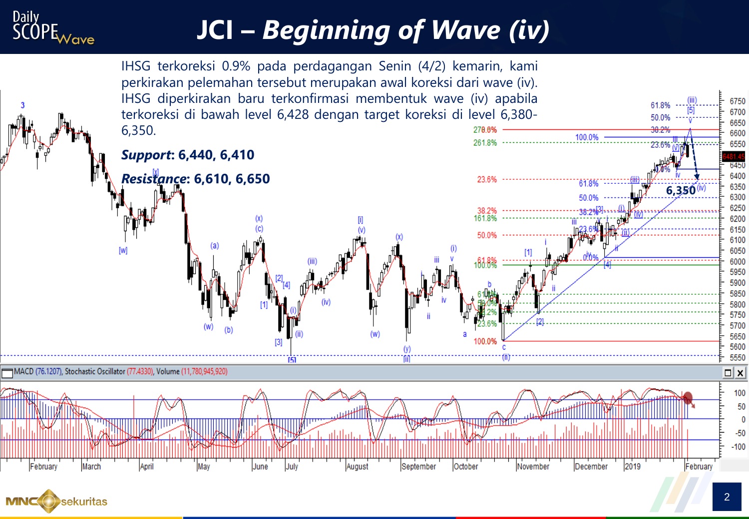# JCI – *Beginning of Wave (iv)*

IHSG terkoreksi 0.9% pada perdagangan Senin (4/2) kemarin, kami perkirakan pelemahan tersebut merupakan awal koreksi dari wave (iv). IHSG diperkirakan baru terkonfirmasi membentuk wave (iv) apabila terkoreksi di bawah level 6,428 dengan target koreksi di level 6,380-6,350.

***Support***: **6,440, 6,410**

***Resistance***: **6,610, 6,650**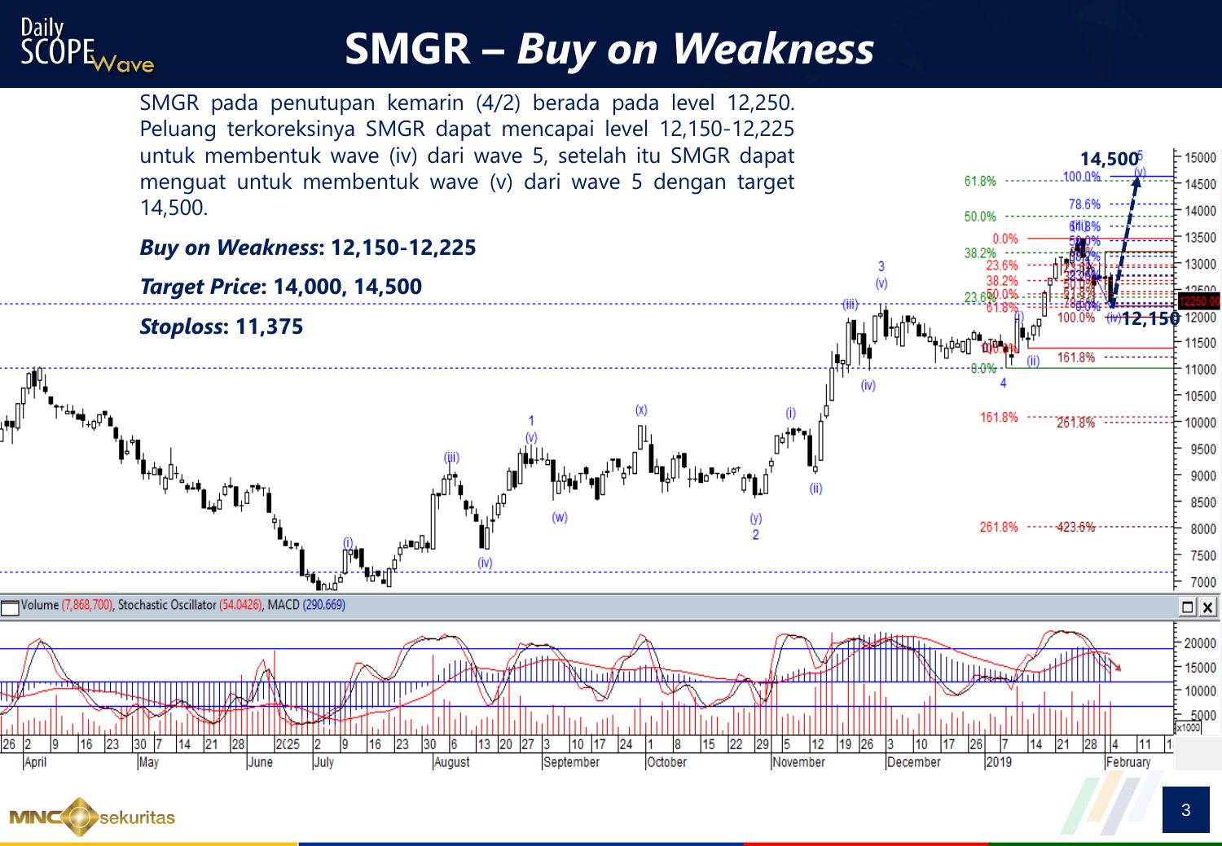# SMGR – *Buy on Weakness*

SMGR pada penutupan kemarin (4/2) berada pada level 12,250. Peluang terkoreksinya SMGR dapat mencapai level 12,150-12,225 untuk membentuk wave (iv) dari wave 5, setelah itu SMGR dapat menguat untuk membentuk wave (v) dari wave 5 dengan target 14,500.

***Buy on Weakness*: 12,150-12,225**

***Target Price*: 14,000, 14,500**

***Stoploss*: 11,375**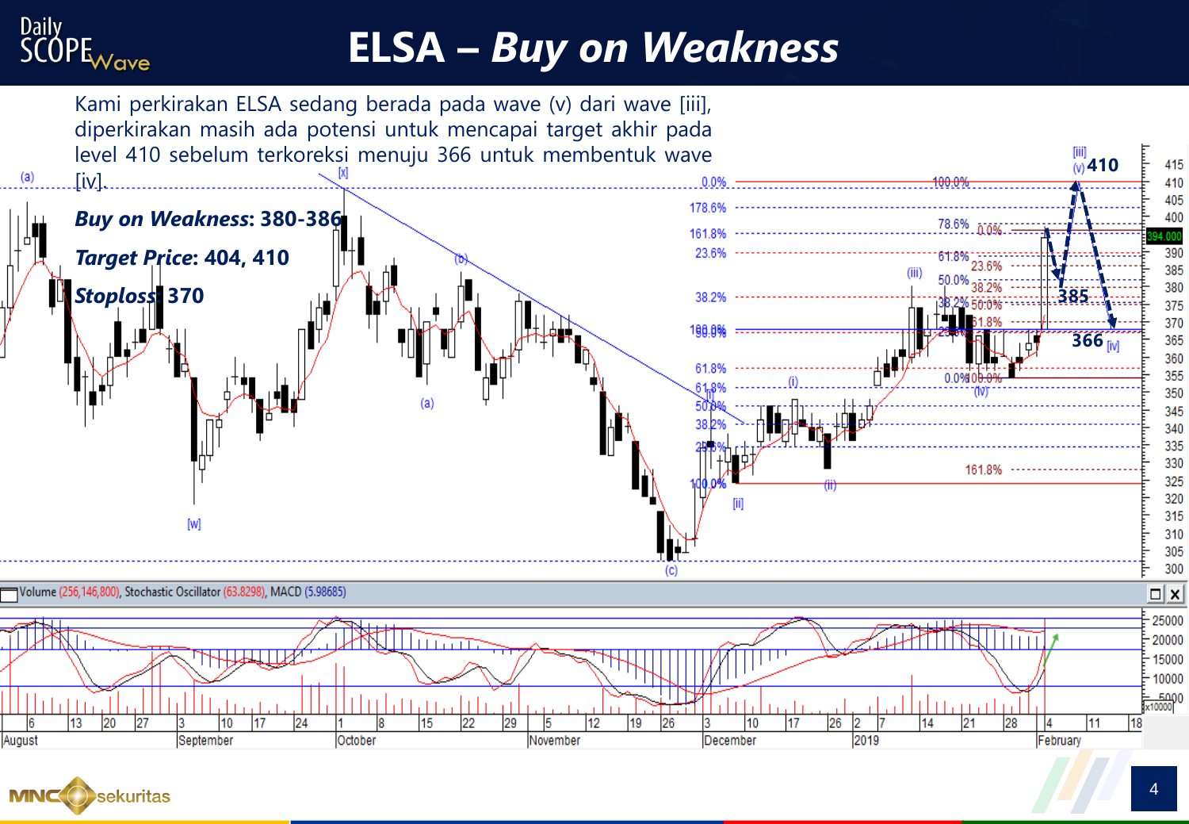# ELSA – *Buy on Weakness*

Kami perkirakan ELSA sedang berada pada wave (v) dari wave [iii], diperkirakan masih ada potensi untuk mencapai target akhir pada level 410 sebelum terkoreksi menuju 366 untuk membentuk wave [iv].

***Buy on Weakness*: 380-386**

***Target Price*: 404, 410**

***Stoploss*: 370**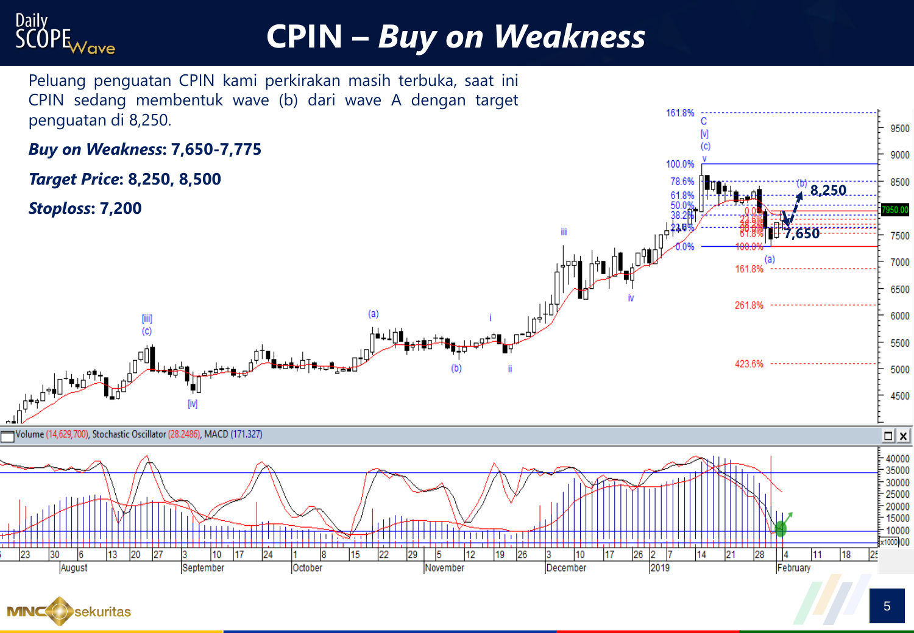# CPIN – *Buy on Weakness*

Peluang penguatan CPIN kami perkirakan masih terbuka, saat ini CPIN sedang membentuk wave (b) dari wave A dengan target penguatan di 8,250.

***Buy on Weakness*: 7,650-7,775**

***Target Price*: 8,250, 8,500**

***Stoploss*: 7,200**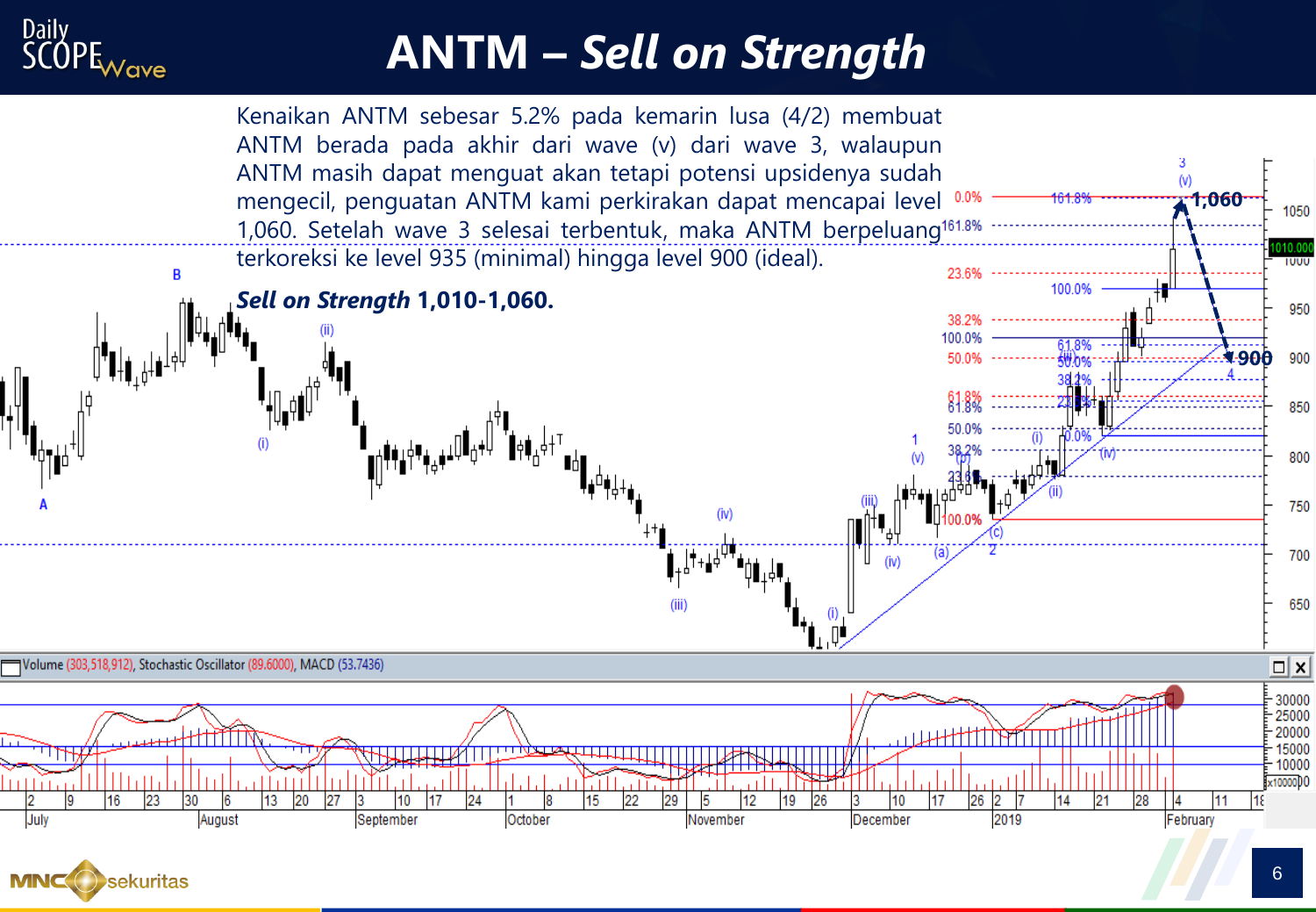# ANTM – *Sell on Strength*

Kenaikan ANTM sebesar 5.2% pada kemarin lusa (4/2) membuat ANTM berada pada akhir dari wave (v) dari wave 3, walaupun ANTM masih dapat menguat akan tetapi potensi upsidenya sudah mengecil, penguatan ANTM kami perkirakan dapat mencapai level 1,060. Setelah wave 3 selesai terbentuk, maka ANTM berpeluang terkoreksi ke level 935 (minimal) hingga level 900 (ideal).

***Sell on Strength*** **1,010-1,060.**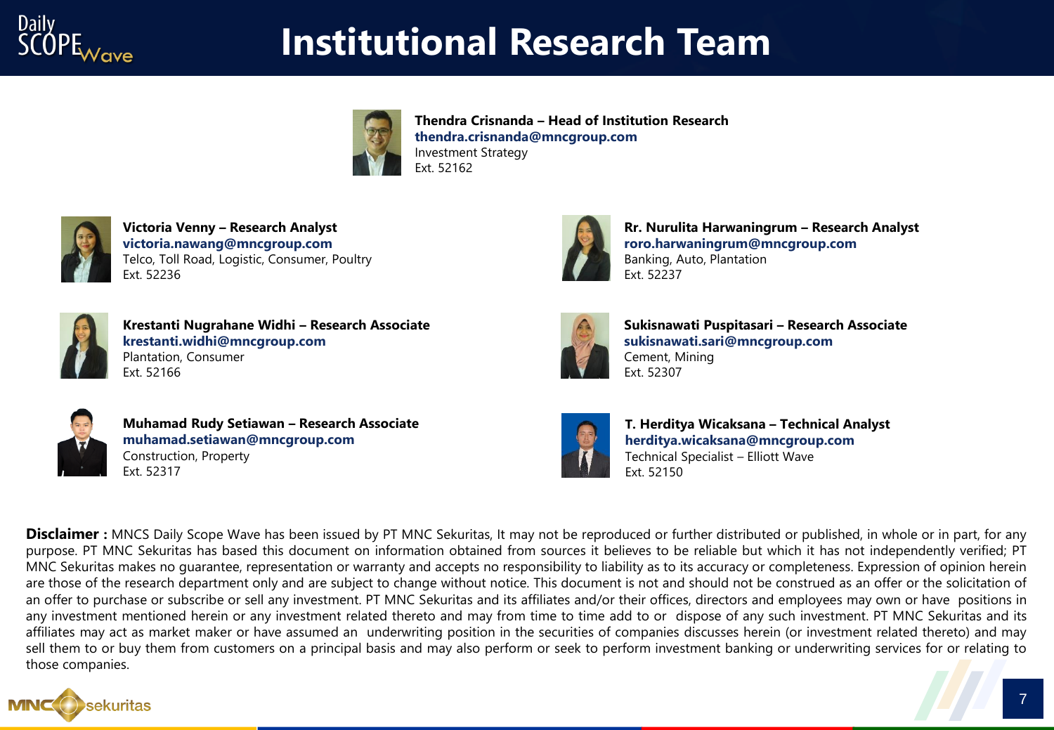# Institutional Research Team

**Thendra Crisnanda – Head of Institution Research**
**thendra.crisnanda@mncgroup.com**
Investment Strategy
Ext. 52162

**Victoria Venny – Research Analyst**
**victoria.nawang@mncgroup.com**
Telco, Toll Road, Logistic, Consumer, Poultry
Ext. 52236

**Rr. Nurulita Harwaningrum – Research Analyst**
**roro.harwaningrum@mncgroup.com**
Banking, Auto, Plantation
Ext. 52237

**Krestanti Nugrahane Widhi – Research Associate**
**krestanti.widhi@mncgroup.com**
Plantation, Consumer
Ext. 52166

**Sukisnawati Puspitasari – Research Associate**
**sukisnawati.sari@mncgroup.com**
Cement, Mining
Ext. 52307

**Muhamad Rudy Setiawan – Research Associate**
**muhamad.setiawan@mncgroup.com**
Construction, Property
Ext. 52317

**T. Herditya Wicaksana – Technical Analyst**
**herditya.wicaksana@mncgroup.com**
Technical Specialist – Elliott Wave
Ext. 52150

**Disclaimer :** MNCS Daily Scope Wave has been issued by PT MNC Sekuritas, It may not be reproduced or further distributed or published, in whole or in part, for any purpose. PT MNC Sekuritas has based this document on information obtained from sources it believes to be reliable but which it has not independently verified; PT MNC Sekuritas makes no guarantee, representation or warranty and accepts no responsibility to liability as to its accuracy or completeness. Expression of opinion herein are those of the research department only and are subject to change without notice. This document is not and should not be construed as an offer or the solicitation of an offer to purchase or subscribe or sell any investment. PT MNC Sekuritas and its affiliates and/or their offices, directors and employees may own or have positions in any investment mentioned herein or any investment related thereto and may from time to time add to or dispose of any such investment. PT MNC Sekuritas and its affiliates may act as market maker or have assumed an underwriting position in the securities of companies discusses herein (or investment related thereto) and may sell them to or buy them from customers on a principal basis and may also perform or seek to perform investment banking or underwriting services for or relating to those companies.